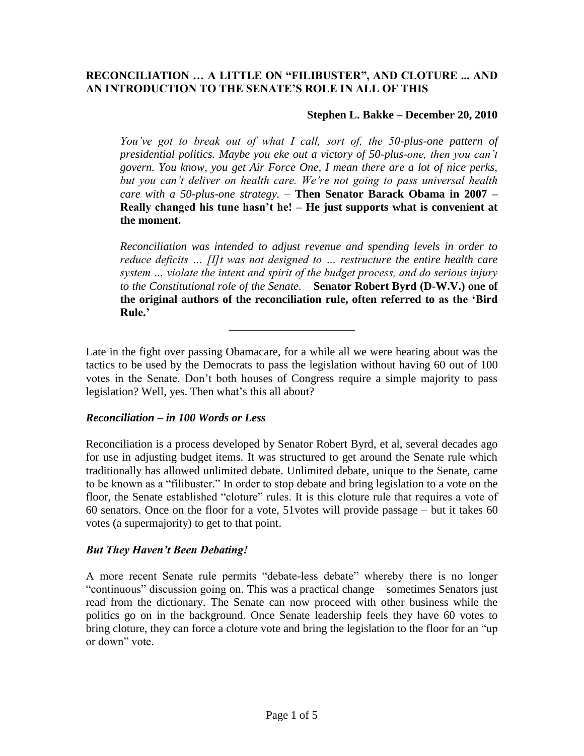**RECONCILIATION … A LITTLE ON "FILIBUSTER", AND CLOTURE ... AND AN INTRODUCTION TO THE SENATE'S ROLE IN ALL OF THIS**

**Stephen L. Bakke – December 20, 2010**

> *You've got to break out of what I call, sort of, the 50-plus-one pattern of presidential politics. Maybe you eke out a victory of 50-plus-one, then you can't govern. You know, you get Air Force One, I mean there are a lot of nice perks, but you can't deliver on health care. We're not going to pass universal health care with a 50-plus-one strategy.* – **Then Senator Barack Obama in 2007 – Really changed his tune hasn't he! – He just supports what is convenient at the moment.**
>
> *Reconciliation was intended to adjust revenue and spending levels in order to reduce deficits … [I]t was not designed to … restructure the entire health care system … violate the intent and spirit of the budget process, and do serious injury to the Constitutional role of the Senate.* – **Senator Robert Byrd (D-W.V.) one of the original authors of the reconciliation rule, often referred to as the 'Bird Rule.'**

---

Late in the fight over passing Obamacare, for a while all we were hearing about was the tactics to be used by the Democrats to pass the legislation without having 60 out of 100 votes in the Senate. Don't both houses of Congress require a simple majority to pass legislation? Well, yes. Then what's this all about?

### *Reconciliation – in 100 Words or Less*

Reconciliation is a process developed by Senator Robert Byrd, et al, several decades ago for use in adjusting budget items. It was structured to get around the Senate rule which traditionally has allowed unlimited debate. Unlimited debate, unique to the Senate, came to be known as a "filibuster." In order to stop debate and bring legislation to a vote on the floor, the Senate established "cloture" rules. It is this cloture rule that requires a vote of 60 senators. Once on the floor for a vote, 51votes will provide passage – but it takes 60 votes (a supermajority) to get to that point.

### *But They Haven't Been Debating!*

A more recent Senate rule permits "debate-less debate" whereby there is no longer "continuous" discussion going on. This was a practical change – sometimes Senators just read from the dictionary. The Senate can now proceed with other business while the politics go on in the background. Once Senate leadership feels they have 60 votes to bring cloture, they can force a cloture vote and bring the legislation to the floor for an "up or down" vote.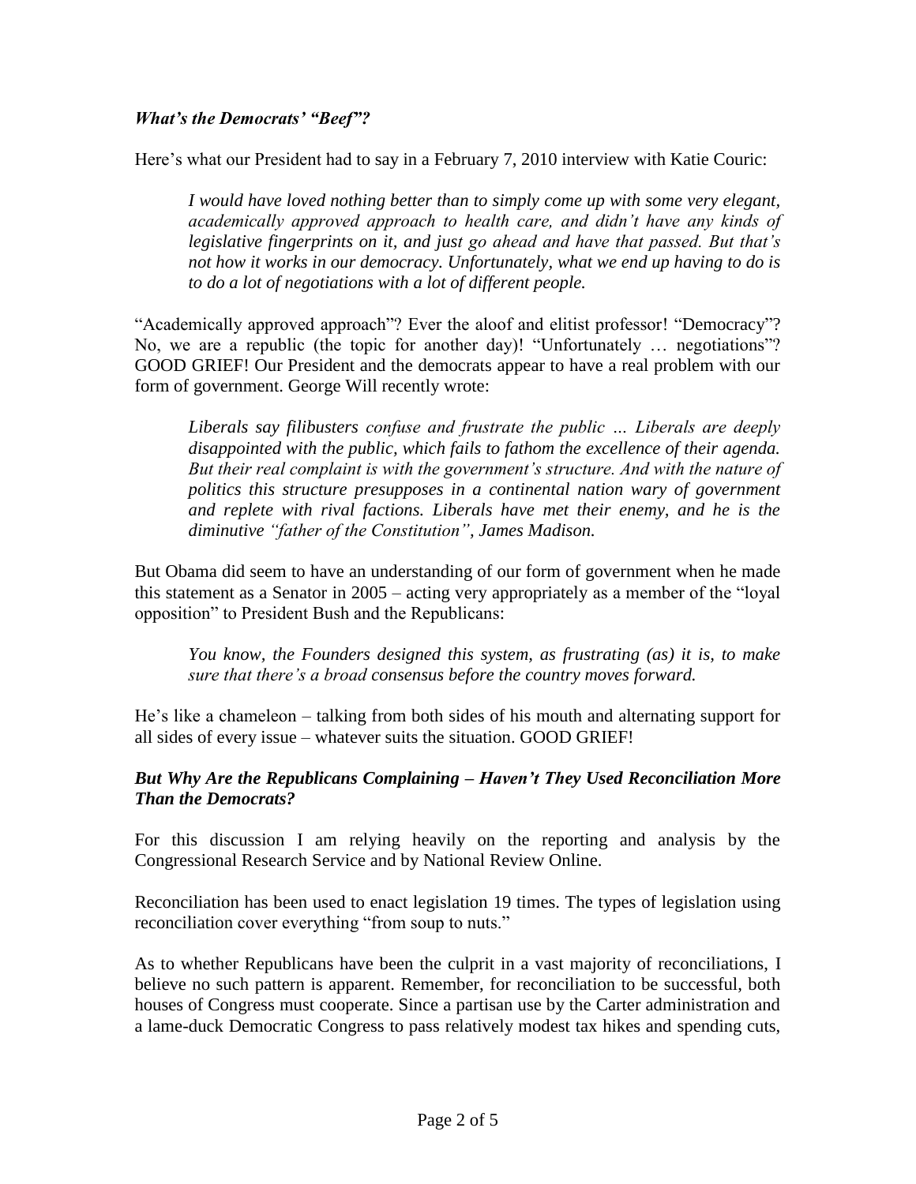### *What's the Democrats' "Beef"?*

Here's what our President had to say in a February 7, 2010 interview with Katie Couric:

> *I would have loved nothing better than to simply come up with some very elegant, academically approved approach to health care, and didn't have any kinds of legislative fingerprints on it, and just go ahead and have that passed. But that's not how it works in our democracy. Unfortunately, what we end up having to do is to do a lot of negotiations with a lot of different people.*

"Academically approved approach"? Ever the aloof and elitist professor! "Democracy"? No, we are a republic (the topic for another day)! "Unfortunately … negotiations"? GOOD GRIEF! Our President and the democrats appear to have a real problem with our form of government. George Will recently wrote:

> *Liberals say filibusters confuse and frustrate the public … Liberals are deeply disappointed with the public, which fails to fathom the excellence of their agenda. But their real complaint is with the government's structure. And with the nature of politics this structure presupposes in a continental nation wary of government and replete with rival factions. Liberals have met their enemy, and he is the diminutive "father of the Constitution", James Madison.*

But Obama did seem to have an understanding of our form of government when he made this statement as a Senator in 2005 – acting very appropriately as a member of the "loyal opposition" to President Bush and the Republicans:

> *You know, the Founders designed this system, as frustrating (as) it is, to make sure that there's a broad consensus before the country moves forward.*

He's like a chameleon – talking from both sides of his mouth and alternating support for all sides of every issue – whatever suits the situation. GOOD GRIEF!

### *But Why Are the Republicans Complaining – Haven't They Used Reconciliation More Than the Democrats?*

For this discussion I am relying heavily on the reporting and analysis by the Congressional Research Service and by National Review Online.

Reconciliation has been used to enact legislation 19 times. The types of legislation using reconciliation cover everything "from soup to nuts."

As to whether Republicans have been the culprit in a vast majority of reconciliations, I believe no such pattern is apparent. Remember, for reconciliation to be successful, both houses of Congress must cooperate. Since a partisan use by the Carter administration and a lame-duck Democratic Congress to pass relatively modest tax hikes and spending cuts,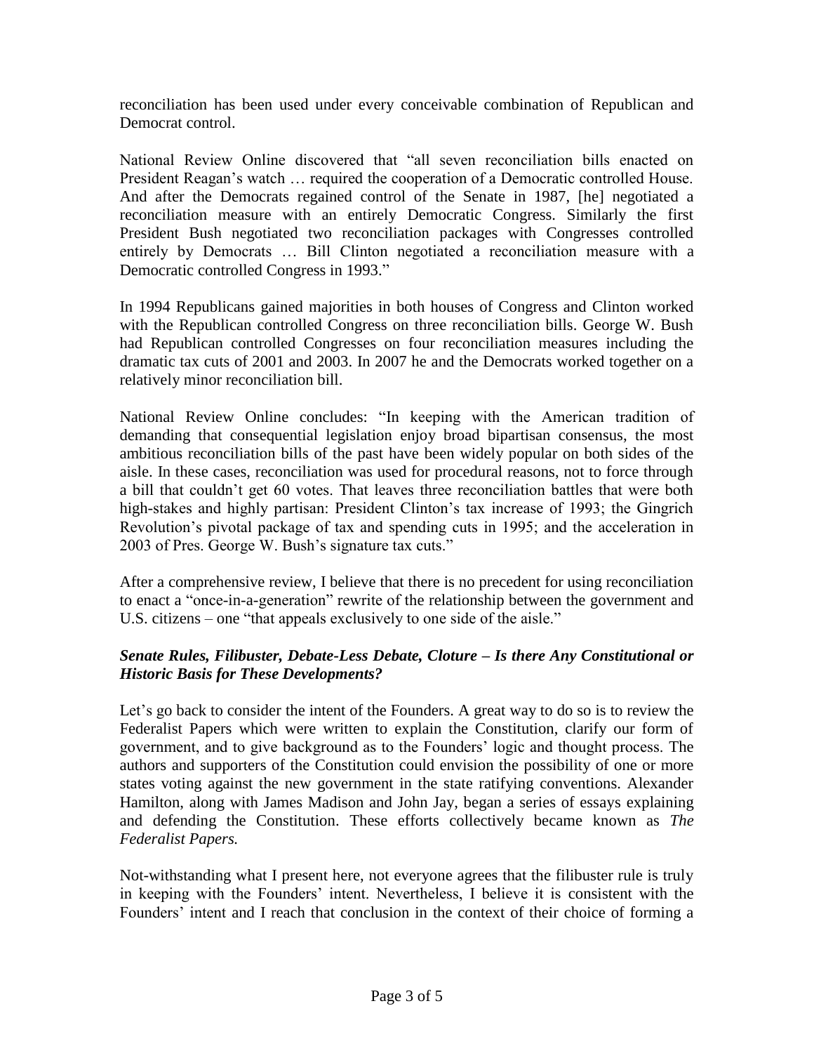reconciliation has been used under every conceivable combination of Republican and Democrat control.

National Review Online discovered that "all seven reconciliation bills enacted on President Reagan's watch … required the cooperation of a Democratic controlled House. And after the Democrats regained control of the Senate in 1987, [he] negotiated a reconciliation measure with an entirely Democratic Congress. Similarly the first President Bush negotiated two reconciliation packages with Congresses controlled entirely by Democrats … Bill Clinton negotiated a reconciliation measure with a Democratic controlled Congress in 1993."

In 1994 Republicans gained majorities in both houses of Congress and Clinton worked with the Republican controlled Congress on three reconciliation bills. George W. Bush had Republican controlled Congresses on four reconciliation measures including the dramatic tax cuts of 2001 and 2003. In 2007 he and the Democrats worked together on a relatively minor reconciliation bill.

National Review Online concludes: "In keeping with the American tradition of demanding that consequential legislation enjoy broad bipartisan consensus, the most ambitious reconciliation bills of the past have been widely popular on both sides of the aisle. In these cases, reconciliation was used for procedural reasons, not to force through a bill that couldn't get 60 votes. That leaves three reconciliation battles that were both high-stakes and highly partisan: President Clinton's tax increase of 1993; the Gingrich Revolution's pivotal package of tax and spending cuts in 1995; and the acceleration in 2003 of Pres. George W. Bush's signature tax cuts."

After a comprehensive review, I believe that there is no precedent for using reconciliation to enact a "once-in-a-generation" rewrite of the relationship between the government and U.S. citizens – one "that appeals exclusively to one side of the aisle."

### ***Senate Rules, Filibuster, Debate-Less Debate, Cloture – Is there Any Constitutional or Historic Basis for These Developments?***

Let's go back to consider the intent of the Founders. A great way to do so is to review the Federalist Papers which were written to explain the Constitution, clarify our form of government, and to give background as to the Founders' logic and thought process. The authors and supporters of the Constitution could envision the possibility of one or more states voting against the new government in the state ratifying conventions. Alexander Hamilton, along with James Madison and John Jay, began a series of essays explaining and defending the Constitution. These efforts collectively became known as *The Federalist Papers.*

Not-withstanding what I present here, not everyone agrees that the filibuster rule is truly in keeping with the Founders' intent. Nevertheless, I believe it is consistent with the Founders' intent and I reach that conclusion in the context of their choice of forming a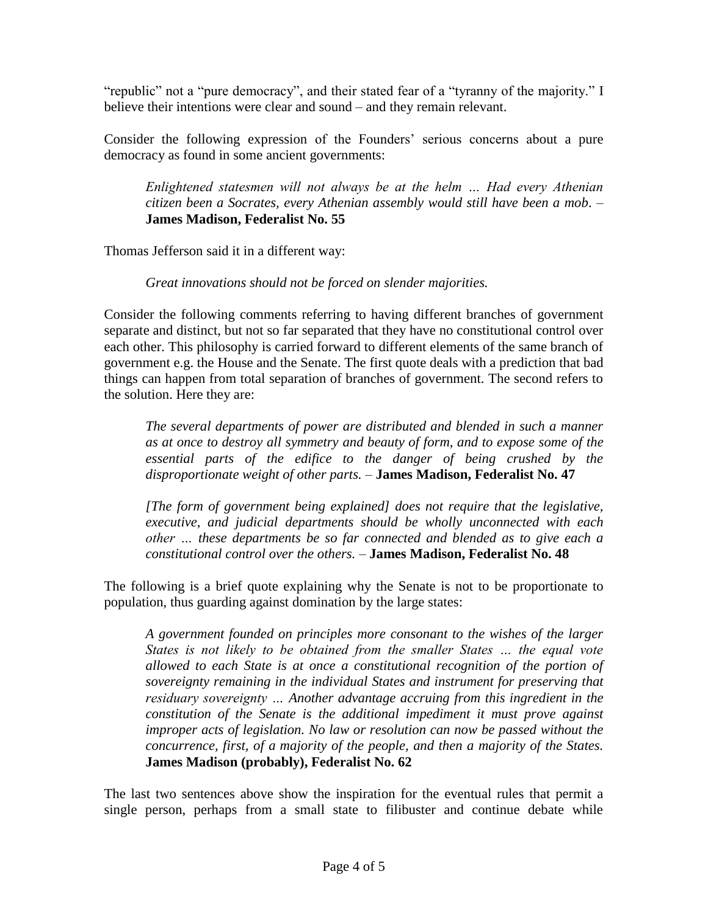"republic" not a "pure democracy", and their stated fear of a "tyranny of the majority." I believe their intentions were clear and sound – and they remain relevant.

Consider the following expression of the Founders' serious concerns about a pure democracy as found in some ancient governments:

> *Enlightened statesmen will not always be at the helm … Had every Athenian citizen been a Socrates, every Athenian assembly would still have been a mob.* – **James Madison, Federalist No. 55**

Thomas Jefferson said it in a different way:

> *Great innovations should not be forced on slender majorities.*

Consider the following comments referring to having different branches of government separate and distinct, but not so far separated that they have no constitutional control over each other. This philosophy is carried forward to different elements of the same branch of government e.g. the House and the Senate. The first quote deals with a prediction that bad things can happen from total separation of branches of government. The second refers to the solution. Here they are:

> *The several departments of power are distributed and blended in such a manner as at once to destroy all symmetry and beauty of form, and to expose some of the essential parts of the edifice to the danger of being crushed by the disproportionate weight of other parts.* – **James Madison, Federalist No. 47**

> *[The form of government being explained] does not require that the legislative, executive, and judicial departments should be wholly unconnected with each other … these departments be so far connected and blended as to give each a constitutional control over the others.* – **James Madison, Federalist No. 48**

The following is a brief quote explaining why the Senate is not to be proportionate to population, thus guarding against domination by the large states:

> *A government founded on principles more consonant to the wishes of the larger States is not likely to be obtained from the smaller States … the equal vote allowed to each State is at once a constitutional recognition of the portion of sovereignty remaining in the individual States and instrument for preserving that residuary sovereignty … Another advantage accruing from this ingredient in the constitution of the Senate is the additional impediment it must prove against improper acts of legislation. No law or resolution can now be passed without the concurrence, first, of a majority of the people, and then a majority of the States.* **James Madison (probably), Federalist No. 62**

The last two sentences above show the inspiration for the eventual rules that permit a single person, perhaps from a small state to filibuster and continue debate while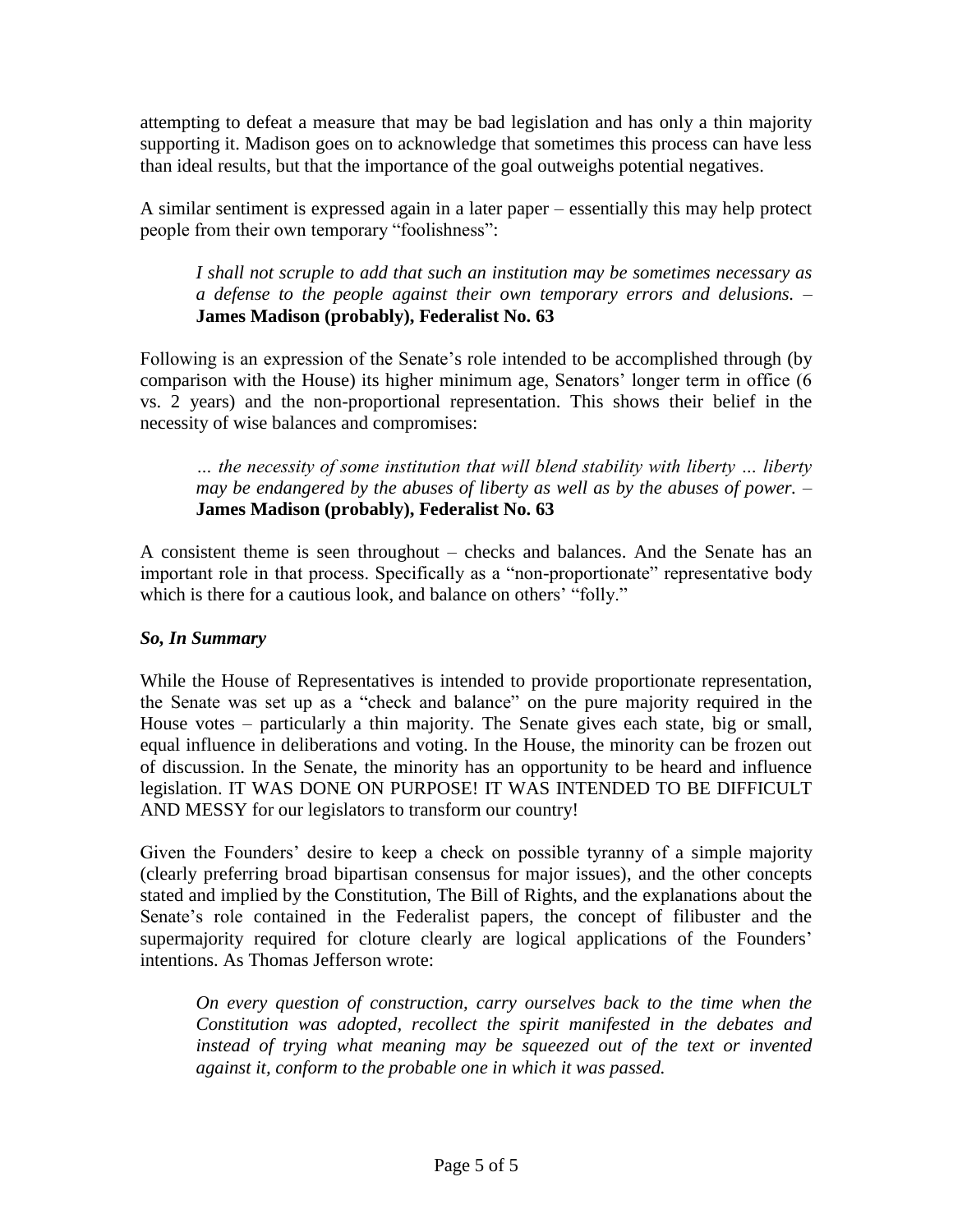attempting to defeat a measure that may be bad legislation and has only a thin majority supporting it. Madison goes on to acknowledge that sometimes this process can have less than ideal results, but that the importance of the goal outweighs potential negatives.

A similar sentiment is expressed again in a later paper – essentially this may help protect people from their own temporary "foolishness":

> *I shall not scruple to add that such an institution may be sometimes necessary as a defense to the people against their own temporary errors and delusions.* – **James Madison (probably), Federalist No. 63**

Following is an expression of the Senate's role intended to be accomplished through (by comparison with the House) its higher minimum age, Senators' longer term in office (6 vs. 2 years) and the non-proportional representation. This shows their belief in the necessity of wise balances and compromises:

> *… the necessity of some institution that will blend stability with liberty … liberty may be endangered by the abuses of liberty as well as by the abuses of power.* – **James Madison (probably), Federalist No. 63**

A consistent theme is seen throughout – checks and balances. And the Senate has an important role in that process. Specifically as a "non-proportionate" representative body which is there for a cautious look, and balance on others' "folly."

***So, In Summary***

While the House of Representatives is intended to provide proportionate representation, the Senate was set up as a "check and balance" on the pure majority required in the House votes – particularly a thin majority. The Senate gives each state, big or small, equal influence in deliberations and voting. In the House, the minority can be frozen out of discussion. In the Senate, the minority has an opportunity to be heard and influence legislation. IT WAS DONE ON PURPOSE! IT WAS INTENDED TO BE DIFFICULT AND MESSY for our legislators to transform our country!

Given the Founders' desire to keep a check on possible tyranny of a simple majority (clearly preferring broad bipartisan consensus for major issues), and the other concepts stated and implied by the Constitution, The Bill of Rights, and the explanations about the Senate's role contained in the Federalist papers, the concept of filibuster and the supermajority required for cloture clearly are logical applications of the Founders' intentions. As Thomas Jefferson wrote:

> *On every question of construction, carry ourselves back to the time when the Constitution was adopted, recollect the spirit manifested in the debates and instead of trying what meaning may be squeezed out of the text or invented against it, conform to the probable one in which it was passed.*